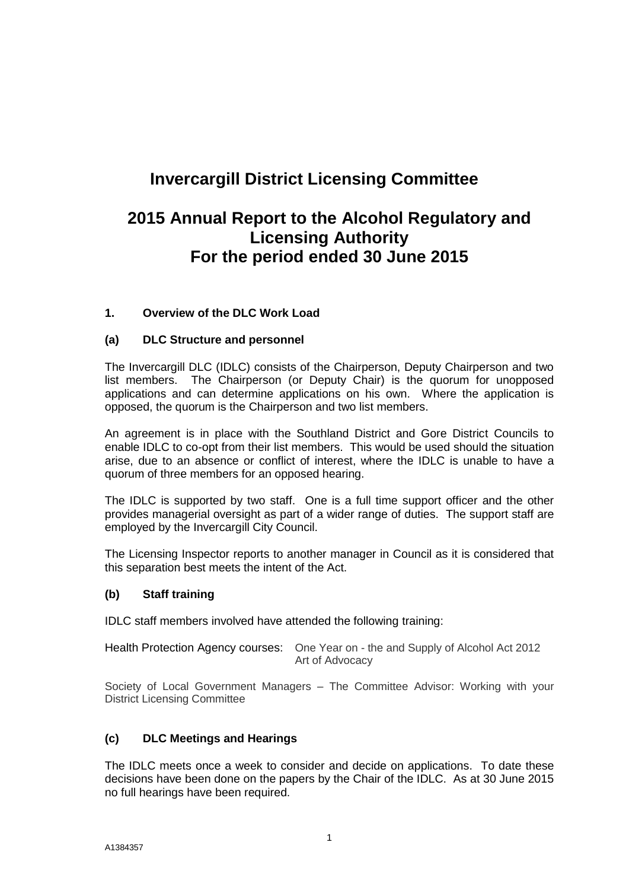# Invercargill District Licensing Committee

# 2015 Annual Report to the Alcohol Regulatory and Licensing Authority For the period ended 30 June 2015

## 1. Overview of the DLC Work Load

### (a) DLC Structure and personnel

The Invercargill DLC (IDLC) consists of the Chairperson, Deputy Chairperson and two list members. The Chairperson (or Deputy Chair) is the quorum for unopposed applications and can determine applications on his own. Where the application is opposed, the quorum is the Chairperson and two list members.

An agreement is in place with the Southland District and Gore District Councils to enable IDLC to co-opt from their list members. This would be used should the situation arise, due to an absence or conflict of interest, where the IDLC is unable to have a quorum of three members for an opposed hearing.

The IDLC is supported by two staff. One is a full time support officer and the other provides managerial oversight as part of a wider range of duties. The support staff are employed by the Invercargill City Council.

The Licensing Inspector reports to another manager in Council as it is considered that this separation best meets the intent of the Act.

### (b) Staff training

IDLC staff members involved have attended the following training:

Health Protection Agency courses: One Year on - the and Supply of Alcohol Act 2012
Art of Advocacy

Society of Local Government Managers – The Committee Advisor: Working with your District Licensing Committee

### (c) DLC Meetings and Hearings

The IDLC meets once a week to consider and decide on applications. To date these decisions have been done on the papers by the Chair of the IDLC. As at 30 June 2015 no full hearings have been required.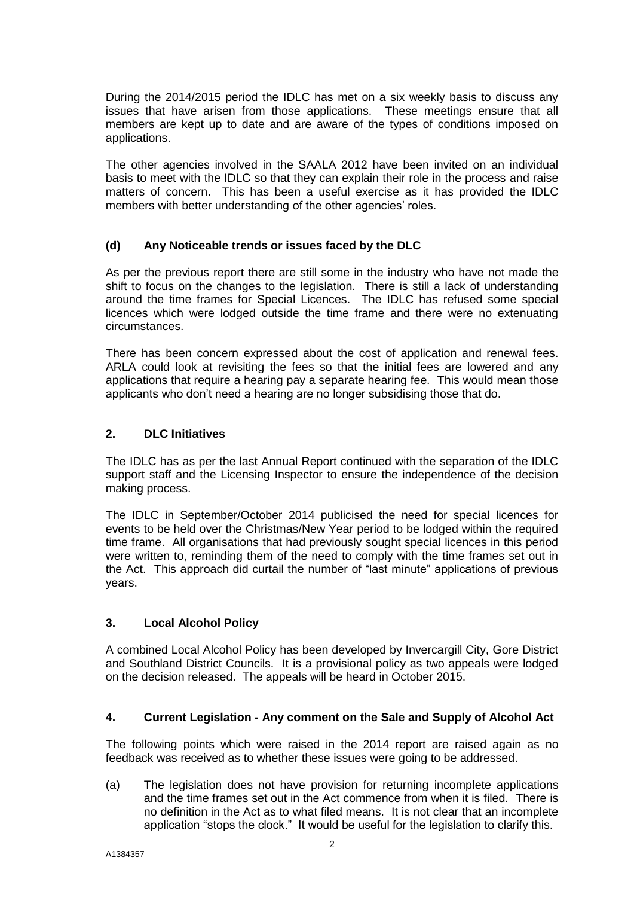During the 2014/2015 period the IDLC has met on a six weekly basis to discuss any issues that have arisen from those applications. These meetings ensure that all members are kept up to date and are aware of the types of conditions imposed on applications.

The other agencies involved in the SAALA 2012 have been invited on an individual basis to meet with the IDLC so that they can explain their role in the process and raise matters of concern. This has been a useful exercise as it has provided the IDLC members with better understanding of the other agencies' roles.

### (d) Any Noticeable trends or issues faced by the DLC

As per the previous report there are still some in the industry who have not made the shift to focus on the changes to the legislation. There is still a lack of understanding around the time frames for Special Licences. The IDLC has refused some special licences which were lodged outside the time frame and there were no extenuating circumstances.

There has been concern expressed about the cost of application and renewal fees. ARLA could look at revisiting the fees so that the initial fees are lowered and any applications that require a hearing pay a separate hearing fee. This would mean those applicants who don't need a hearing are no longer subsidising those that do.

## 2. DLC Initiatives

The IDLC has as per the last Annual Report continued with the separation of the IDLC support staff and the Licensing Inspector to ensure the independence of the decision making process.

The IDLC in September/October 2014 publicised the need for special licences for events to be held over the Christmas/New Year period to be lodged within the required time frame. All organisations that had previously sought special licences in this period were written to, reminding them of the need to comply with the time frames set out in the Act. This approach did curtail the number of "last minute" applications of previous years.

## 3. Local Alcohol Policy

A combined Local Alcohol Policy has been developed by Invercargill City, Gore District and Southland District Councils. It is a provisional policy as two appeals were lodged on the decision released. The appeals will be heard in October 2015.

## 4. Current Legislation - Any comment on the Sale and Supply of Alcohol Act

The following points which were raised in the 2014 report are raised again as no feedback was received as to whether these issues were going to be addressed.

(a) The legislation does not have provision for returning incomplete applications and the time frames set out in the Act commence from when it is filed. There is no definition in the Act as to what filed means. It is not clear that an incomplete application "stops the clock." It would be useful for the legislation to clarify this.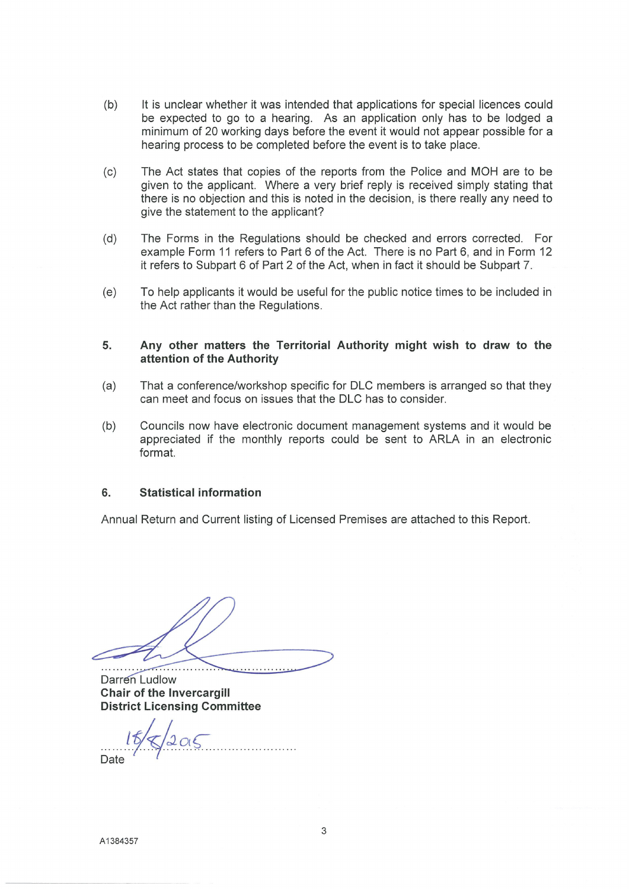(b) It is unclear whether it was intended that applications for special licences could be expected to go to a hearing. As an application only has to be lodged a minimum of 20 working days before the event it would not appear possible for a hearing process to be completed before the event is to take place.

(c) The Act states that copies of the reports from the Police and MOH are to be given to the applicant. Where a very brief reply is received simply stating that there is no objection and this is noted in the decision, is there really any need to give the statement to the applicant?

(d) The Forms in the Regulations should be checked and errors corrected. For example Form 11 refers to Part 6 of the Act. There is no Part 6, and in Form 12 it refers to Subpart 6 of Part 2 of the Act, when in fact it should be Subpart 7.

(e) To help applicants it would be useful for the public notice times to be included in the Act rather than the Regulations.

**5. Any other matters the Territorial Authority might wish to draw to the attention of the Authority**

(a) That a conference/workshop specific for DLC members is arranged so that they can meet and focus on issues that the DLC has to consider.

(b) Councils now have electronic document management systems and it would be appreciated if the monthly reports could be sent to ARLA in an electronic format.

**6. Statistical information**

Annual Return and Current listing of Licensed Premises are attached to this Report.

....................................................
Darren Ludlow
**Chair of the Invercargill**
**District Licensing Committee**

18/8/2015
Date

A1384357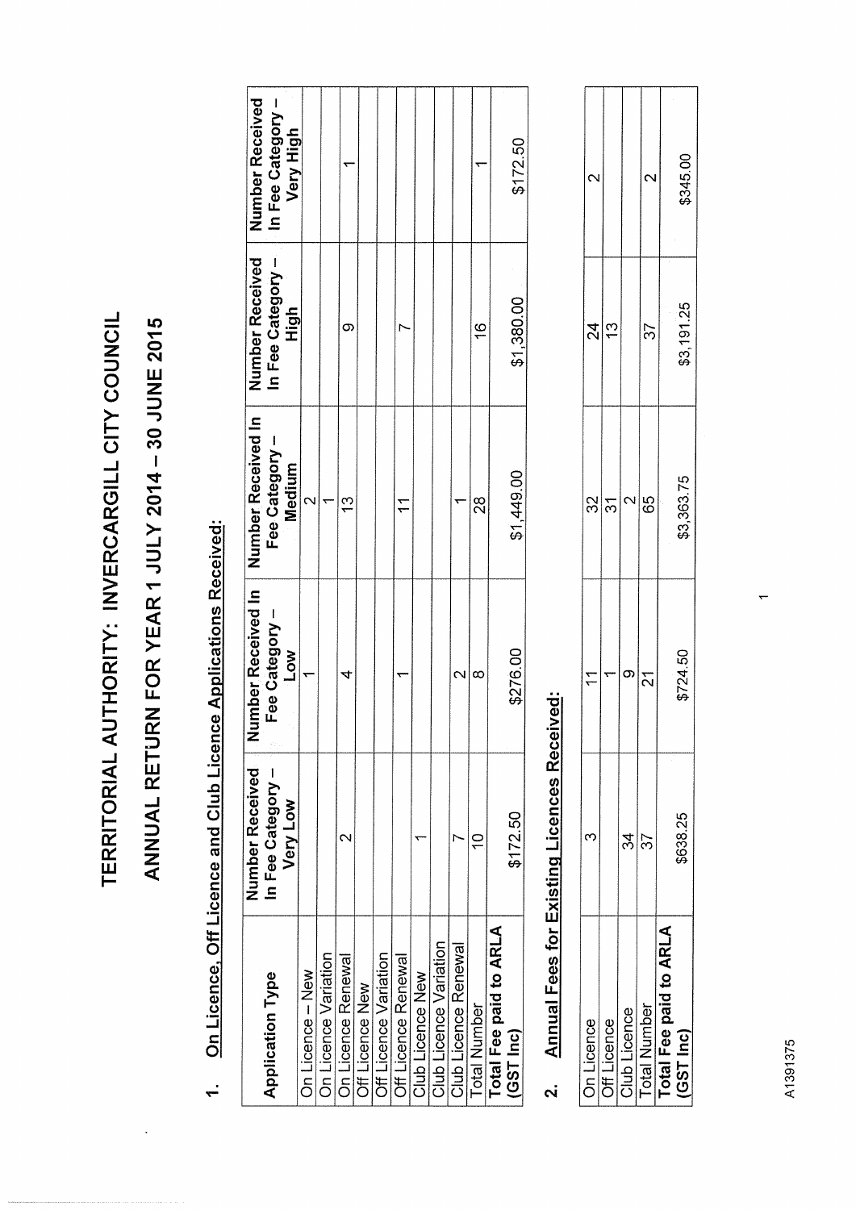# TERRITORIAL AUTHORITY: INVERCARGILL CITY COUNCIL

## ANNUAL RETURN FOR YEAR 1 JULY 2014 – 30 JUNE 2015

### 1. On Licence, Off Licence and Club Licence Applications Received:

| Application Type | Number Received In Fee Category – Very Low | Number Received In Fee Category – Low | Number Received In Fee Category – Medium | Number Received In Fee Category – High | Number Received In Fee Category – Very High |
|---|---|---|---|---|---|
| On Licence – New | | 1 | 2 | | |
| On Licence Variation | | | 1 | | |
| On Licence Renewal | 2 | 4 | 13 | 9 | 1 |
| Off Licence New | | | | | |
| Off Licence Variation | | | | | |
| Off Licence Renewal | | 1 | 11 | 7 | |
| Club Licence New | 1 | | | | |
| Club Licence Variation | | | | | |
| Club Licence Renewal | 7 | 2 | 1 | | |
| Total Number | 10 | 8 | 28 | 16 | 1 |
| **Total Fee paid to ARLA (GST Inc)** | $172.50 | $276.00 | $1,449.00 | $1,380.00 | $172.50 |

### 2. Annual Fees for Existing Licences Received:

| | | | | | |
|---|---|---|---|---|---|
| On Licence | 3 | 11 | 32 | 24 | 2 |
| Off Licence | | 1 | 31 | 13 | |
| Club Licence | 34 | 9 | 2 | | |
| Total Number | 37 | 21 | 65 | 37 | 2 |
| **Total Fee paid to ARLA (GST Inc)** | $638.25 | $724.50 | $3,363.75 | $3,191.25 | $345.00 |

A1391375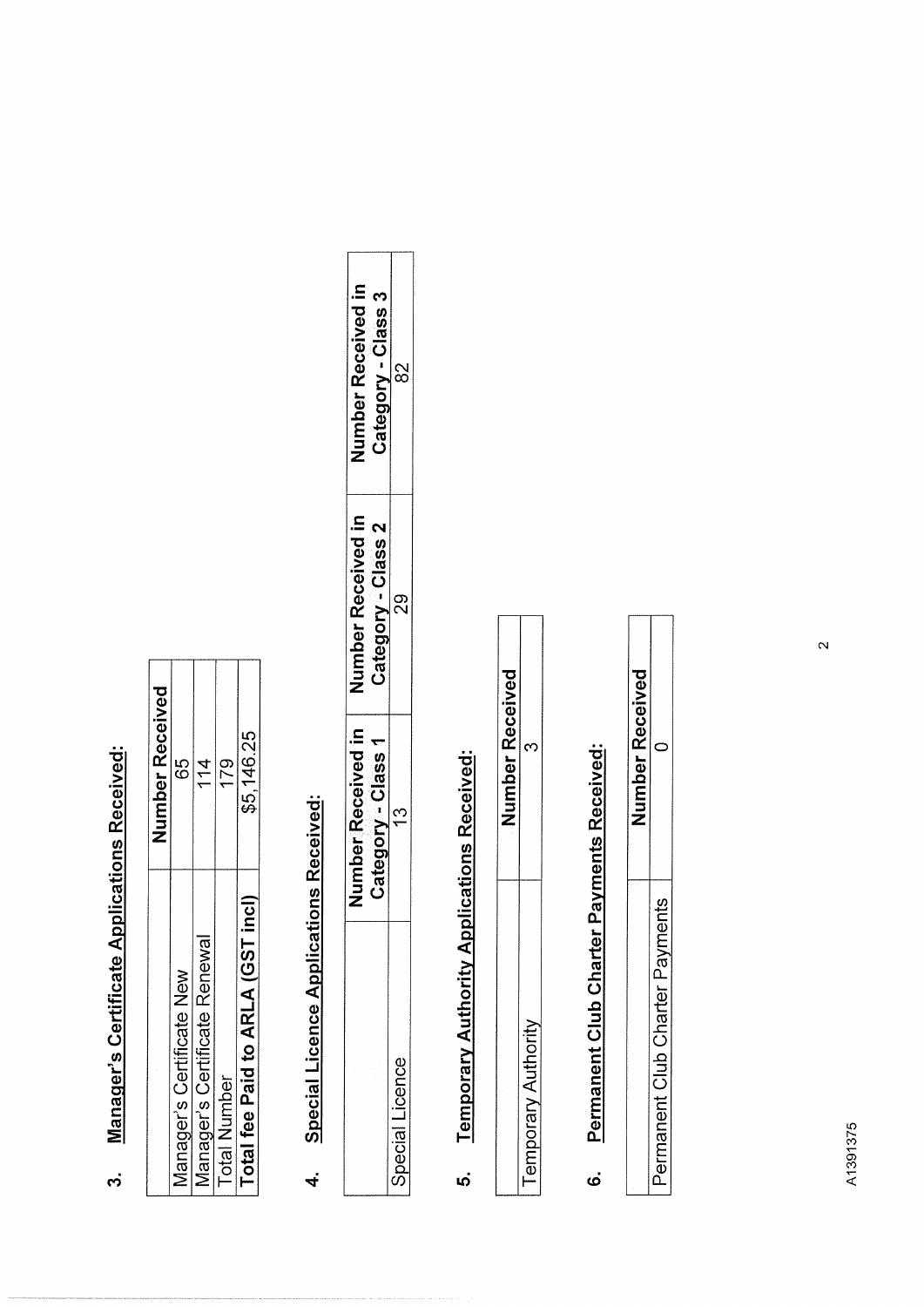## 3. Manager's Certificate Applications Received:

| | Number Received |
|---|---|
| Manager's Certificate New | 65 |
| Manager's Certificate Renewal | 114 |
| Total Number | 179 |
| **Total fee Paid to ARLA (GST incl)** | $5,146.25 |

## 4. Special Licence Applications Received:

| | Number Received in Category - Class 1 | Number Received in Category - Class 2 | Number Received in Category - Class 3 |
|---|---|---|---|
| Special Licence | 13 | 29 | 82 |

## 5. Temporary Authority Applications Received:

| | Number Received |
|---|---|
| Temporary Authority | 3 |

## 6. Permanent Club Charter Payments Received:

| | Number Received |
|---|---|
| Permanent Club Charter Payments | 0 |

A1391375